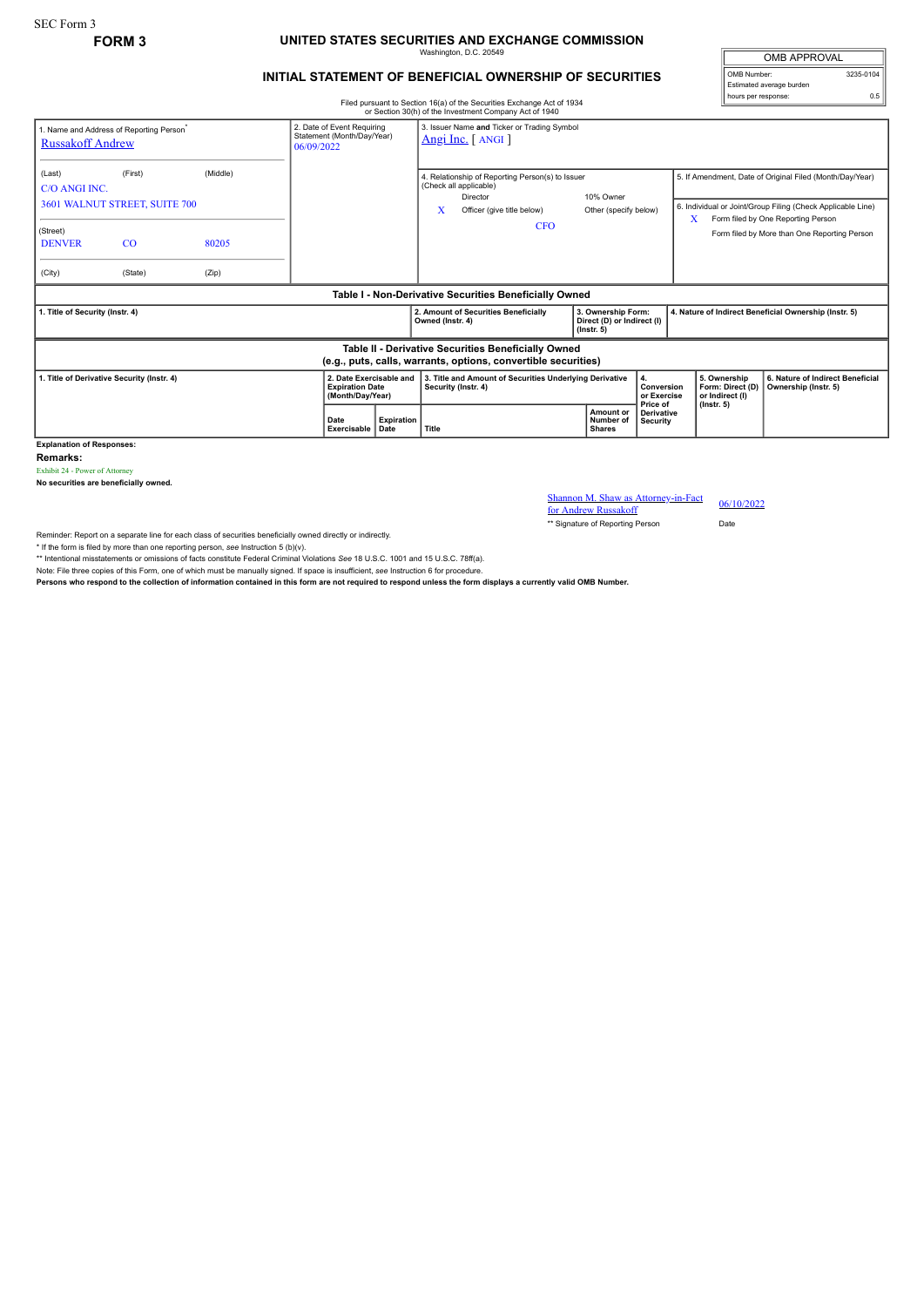SEC Form 3

**FORM 3**

# UNITED STATES SECURITIES AND EXCHANGE COMMISSION

Washington, D.C. 20549

## INITIAL STATEMENT OF BENEFICIAL OWNERSHIP OF SECURITIES

Filed pursuant to Section 16(a) of the Securities Exchange Act of 1934 or Section 30(h) of the Investment Company Act of 1940

| OMB APPROVAL | |
|---|---|
| OMB Number: | 3235-0104 |
| Estimated average burden hours per response: | 0.5 |

1. Name and Address of Reporting Person*
Russakoff Andrew

(Last) (First) (Middle)
C/O ANGI INC.
3601 WALNUT STREET, SUITE 700

(Street)
DENVER CO 80205

(City) (State) (Zip)

2. Date of Event Requiring Statement (Month/Day/Year)
06/09/2022

3. Issuer Name **and** Ticker or Trading Symbol
Angi Inc. [ ANGI ]

4. Relationship of Reporting Person(s) to Issuer (Check all applicable)
Director
10% Owner
X Officer (give title below)
Other (specify below)
CFO

5. If Amendment, Date of Original Filed (Month/Day/Year)

6. Individual or Joint/Group Filing (Check Applicable Line)
X Form filed by One Reporting Person
Form filed by More than One Reporting Person

**Table I - Non-Derivative Securities Beneficially Owned**

| 1. Title of Security (Instr. 4) | 2. Amount of Securities Beneficially Owned (Instr. 4) | 3. Ownership Form: Direct (D) or Indirect (I) (Instr. 5) | 4. Nature of Indirect Beneficial Ownership (Instr. 5) |
|---|---|---|---|

**Table II - Derivative Securities Beneficially Owned (e.g., puts, calls, warrants, options, convertible securities)**

| 1. Title of Derivative Security (Instr. 4) | 2. Date Exercisable and Expiration Date (Month/Day/Year) | | 3. Title and Amount of Securities Underlying Derivative Security (Instr. 4) | | 4. Conversion or Exercise Price of Derivative Security | 5. Ownership Form: Direct (D) or Indirect (I) (Instr. 5) | 6. Nature of Indirect Beneficial Ownership (Instr. 5) |
|---|---|---|---|---|---|---|---|
| | Date Exercisable | Expiration Date | Title | Amount or Number of Shares | | | |

**Explanation of Responses:**

**Remarks:**

Exhibit 24 - Power of Attorney

**No securities are beneficially owned.**

Shannon M. Shaw as Attorney-in-Fact for Andrew Russakoff — 06/10/2022

** Signature of Reporting Person — Date

Reminder: Report on a separate line for each class of securities beneficially owned directly or indirectly.

* If the form is filed by more than one reporting person, *see* Instruction 5 (b)(v).

** Intentional misstatements or omissions of facts constitute Federal Criminal Violations *See* 18 U.S.C. 1001 and 15 U.S.C. 78ff(a).

Note: File three copies of this Form, one of which must be manually signed. If space is insufficient, *see* Instruction 6 for procedure.

**Persons who respond to the collection of information contained in this form are not required to respond unless the form displays a currently valid OMB Number.**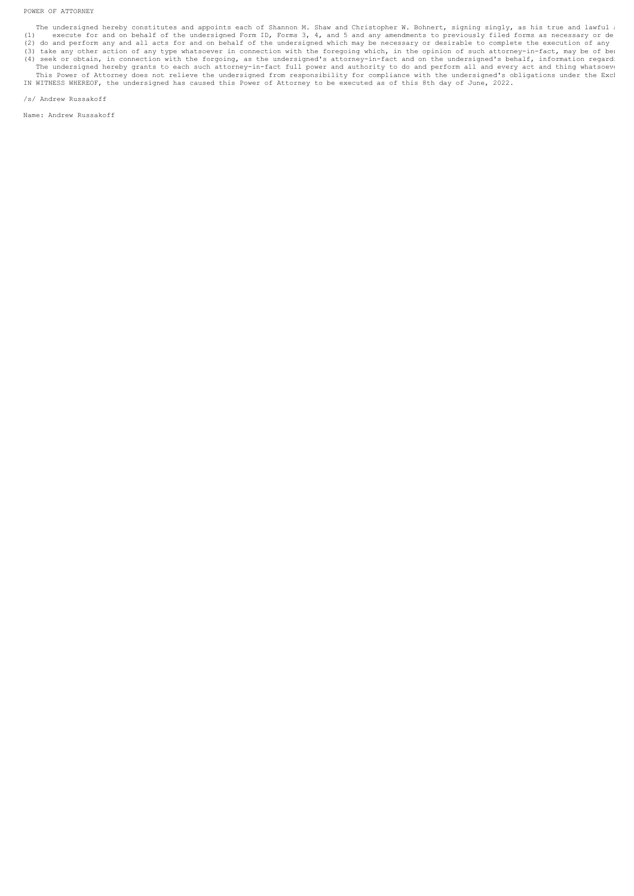POWER OF ATTORNEY

The undersigned hereby constitutes and appoints each of Shannon M. Shaw and Christopher W. Bohnert, signing singly, as his true and lawful a

(1) execute for and on behalf of the undersigned Form ID, Forms 3, 4, and 5 and any amendments to previously filed forms as necessary or de

(2) do and perform any and all acts for and on behalf of the undersigned which may be necessary or desirable to complete the execution of any

(3) take any other action of any type whatsoever in connection with the foregoing which, in the opinion of such attorney-in-fact, may be of ben

(4) seek or obtain, in connection with the forgoing, as the undersigned's attorney-in-fact and on the undersigned's behalf, information regard

The undersigned hereby grants to each such attorney-in-fact full power and authority to do and perform all and every act and thing whatsoev

This Power of Attorney does not relieve the undersigned from responsibility for compliance with the undersigned's obligations under the Exch

IN WITNESS WHEREOF, the undersigned has caused this Power of Attorney to be executed as of this 8th day of June, 2022.

/s/ Andrew Russakoff

Name: Andrew Russakoff